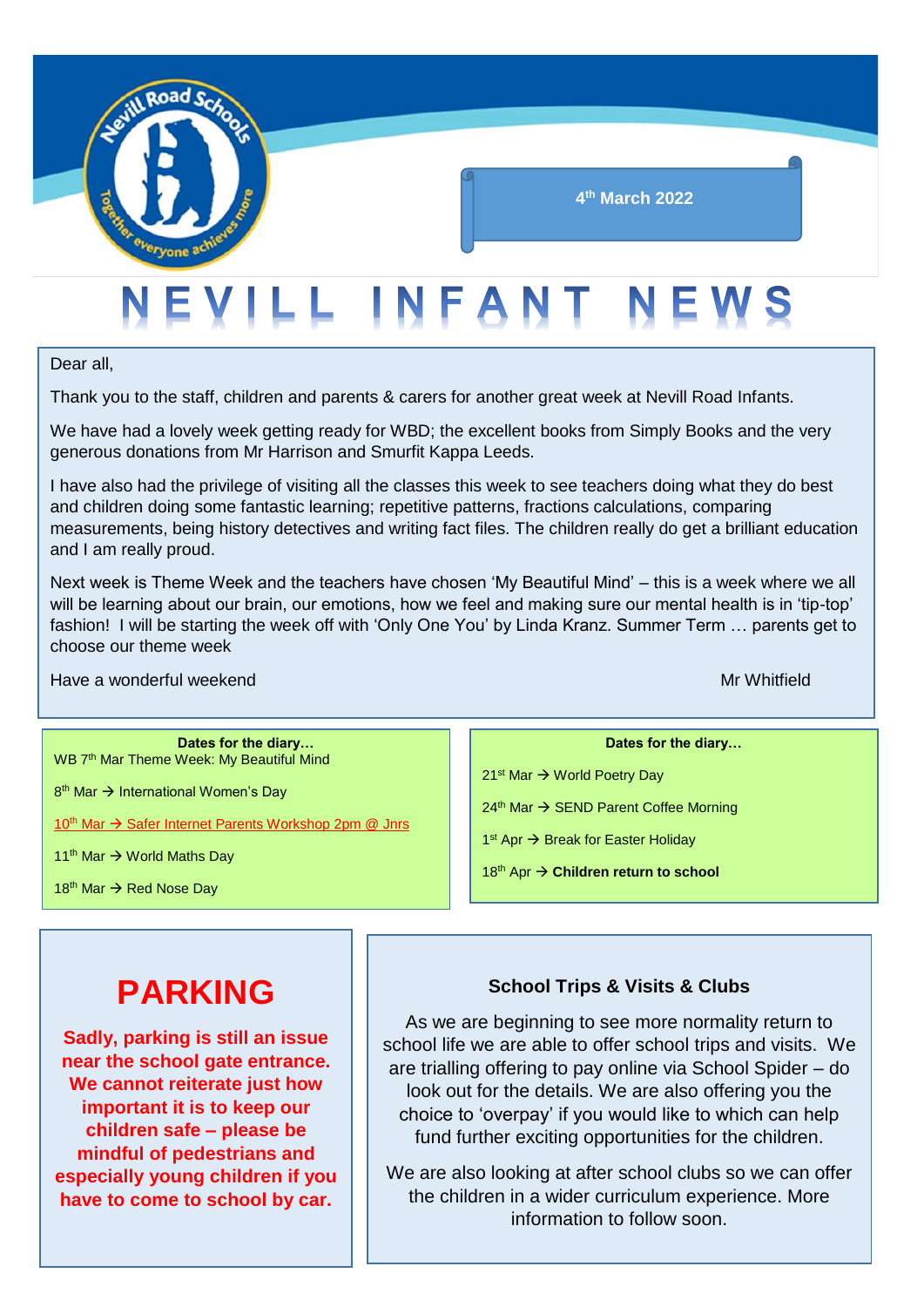4th March 2022

# NEVILL INFANT NEWS

Dear all,

Thank you to the staff, children and parents & carers for another great week at Nevill Road Infants.

We have had a lovely week getting ready for WBD; the excellent books from Simply Books and the very generous donations from Mr Harrison and Smurfit Kappa Leeds.

I have also had the privilege of visiting all the classes this week to see teachers doing what they do best and children doing some fantastic learning; repetitive patterns, fractions calculations, comparing measurements, being history detectives and writing fact files. The children really do get a brilliant education and I am really proud.

Next week is Theme Week and the teachers have chosen 'My Beautiful Mind' – this is a week where we all will be learning about our brain, our emotions, how we feel and making sure our mental health is in 'tip-top' fashion! I will be starting the week off with 'Only One You' by Linda Kranz. Summer Term … parents get to choose our theme week

Have a wonderful weekend

Mr Whitfield

**Dates for the diary…**

- WB 7th Mar Theme Week: My Beautiful Mind
- 8th Mar → International Women's Day
- 10th Mar → Safer Internet Parents Workshop 2pm @ Jnrs
- 11th Mar → World Maths Day
- 18th Mar → Red Nose Day

**Dates for the diary…**

- 21st Mar → World Poetry Day
- 24th Mar → SEND Parent Coffee Morning
- 1st Apr → Break for Easter Holiday
- 18th Apr → **Children return to school**

## PARKING

**Sadly, parking is still an issue near the school gate entrance. We cannot reiterate just how important it is to keep our children safe – please be mindful of pedestrians and especially young children if you have to come to school by car.**

### School Trips & Visits & Clubs

As we are beginning to see more normality return to school life we are able to offer school trips and visits. We are trialling offering to pay online via School Spider – do look out for the details. We are also offering you the choice to 'overpay' if you would like to which can help fund further exciting opportunities for the children.

We are also looking at after school clubs so we can offer the children in a wider curriculum experience. More information to follow soon.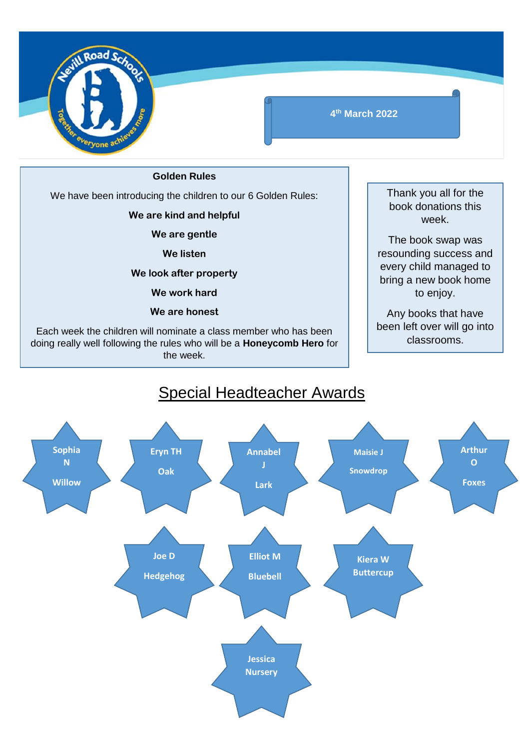4th March 2022

**Golden Rules**

We have been introducing the children to our 6 Golden Rules:

**We are kind and helpful**

**We are gentle**

**We listen**

**We look after property**

**We work hard**

**We are honest**

Each week the children will nominate a class member who has been doing really well following the rules who will be a **Honeycomb Hero** for the week.

Thank you all for the book donations this week.

The book swap was resounding success and every child managed to bring a new book home to enjoy.

Any books that have been left over will go into classrooms.

## Special Headteacher Awards

- Sophia N – Willow
- Eryn TH – Oak
- Annabel J – Lark
- Maisie J – Snowdrop
- Arthur O – Foxes
- Joe D – Hedgehog
- Elliot M – Bluebell
- Kiera W – Buttercup
- Jessica – Nursery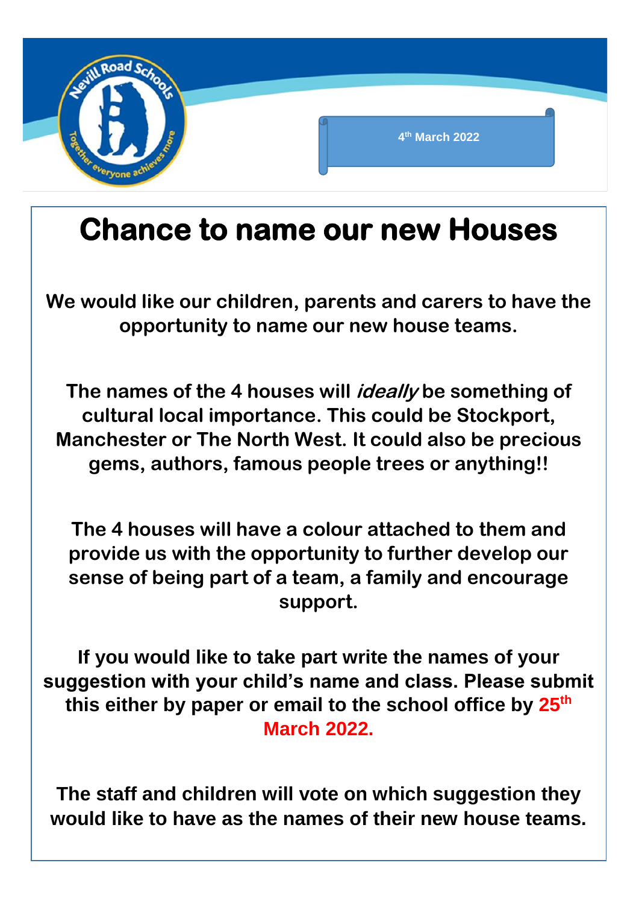4th March 2022

# Chance to name our new Houses

**We would like our children, parents and carers to have the opportunity to name our new house teams.**

**The names of the 4 houses will *ideally* be something of cultural local importance. This could be Stockport, Manchester or The North West. It could also be precious gems, authors, famous people trees or anything!!**

**The 4 houses will have a colour attached to them and provide us with the opportunity to further develop our sense of being part of a team, a family and encourage support.**

**If you would like to take part write the names of your suggestion with your child's name and class. Please submit this either by paper or email to the school office by 25th March 2022.**

**The staff and children will vote on which suggestion they would like to have as the names of their new house teams.**